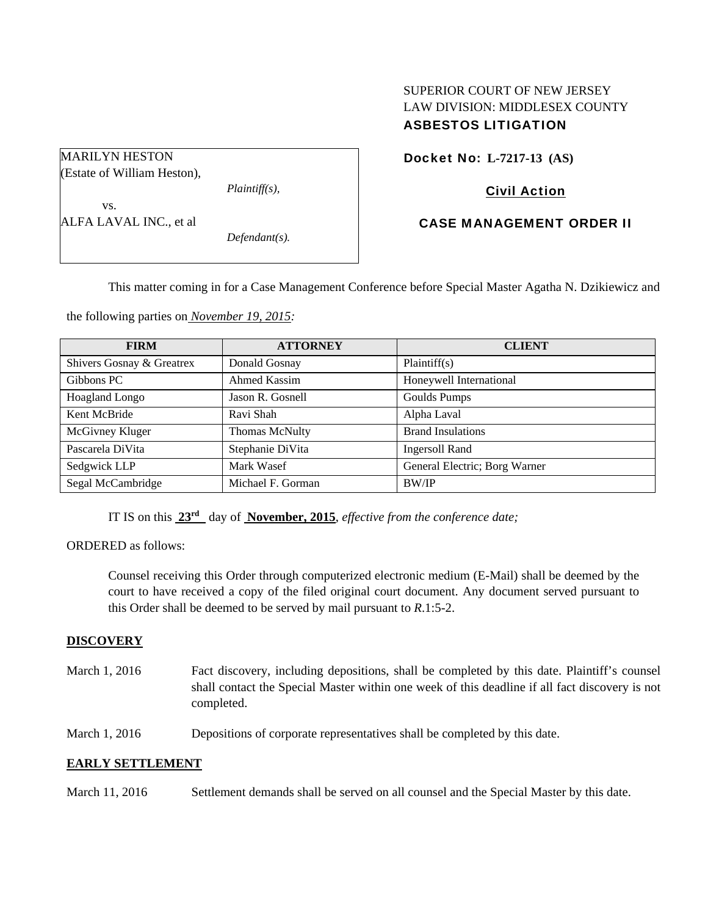SUPERIOR COURT OF NEW JERSEY
LAW DIVISION: MIDDLESEX COUNTY
**ASBESTOS LITIGATION**

MARILYN HESTON
(Estate of William Heston),

*Plaintiff(s),*

vs.

ALFA LAVAL INC., et al

*Defendant(s).*

**Docket No: L-7217-13 (AS)**

**Civil Action**

**CASE MANAGEMENT ORDER II**

This matter coming in for a Case Management Conference before Special Master Agatha N. Dzikiewicz and the following parties on *November 19, 2015:*

| FIRM | ATTORNEY | CLIENT |
|---|---|---|
| Shivers Gosnay & Greatrex | Donald Gosnay | Plaintiff(s) |
| Gibbons PC | Ahmed Kassim | Honeywell International |
| Hoagland Longo | Jason R. Gosnell | Goulds Pumps |
| Kent McBride | Ravi Shah | Alpha Laval |
| McGivney Kluger | Thomas McNulty | Brand Insulations |
| Pascarela DiVita | Stephanie DiVita | Ingersoll Rand |
| Sedgwick LLP | Mark Wasef | General Electric; Borg Warner |
| Segal McCambridge | Michael F. Gorman | BW/IP |

IT IS on this **23rd** day of **November, 2015**, *effective from the conference date;*

ORDERED as follows:

Counsel receiving this Order through computerized electronic medium (E-Mail) shall be deemed by the court to have received a copy of the filed original court document. Any document served pursuant to this Order shall be deemed to be served by mail pursuant to *R*.1:5-2.

**DISCOVERY**

March 1, 2016 — Fact discovery, including depositions, shall be completed by this date. Plaintiff's counsel shall contact the Special Master within one week of this deadline if all fact discovery is not completed.

March 1, 2016 — Depositions of corporate representatives shall be completed by this date.

**EARLY SETTLEMENT**

March 11, 2016 — Settlement demands shall be served on all counsel and the Special Master by this date.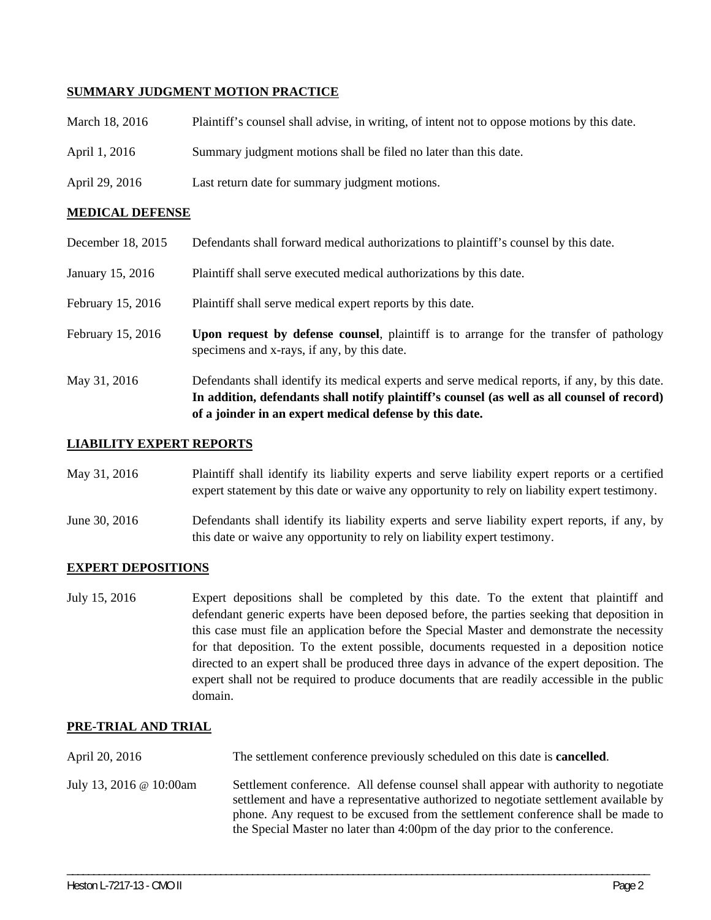## SUMMARY JUDGMENT MOTION PRACTICE

| | |
|---|---|
| March 18, 2016 | Plaintiff's counsel shall advise, in writing, of intent not to oppose motions by this date. |
| April 1, 2016 | Summary judgment motions shall be filed no later than this date. |
| April 29, 2016 | Last return date for summary judgment motions. |

## MEDICAL DEFENSE

| | |
|---|---|
| December 18, 2015 | Defendants shall forward medical authorizations to plaintiff's counsel by this date. |
| January 15, 2016 | Plaintiff shall serve executed medical authorizations by this date. |
| February 15, 2016 | Plaintiff shall serve medical expert reports by this date. |
| February 15, 2016 | **Upon request by defense counsel**, plaintiff is to arrange for the transfer of pathology specimens and x-rays, if any, by this date. |
| May 31, 2016 | Defendants shall identify its medical experts and serve medical reports, if any, by this date. **In addition, defendants shall notify plaintiff's counsel (as well as all counsel of record) of a joinder in an expert medical defense by this date.** |

## LIABILITY EXPERT REPORTS

| | |
|---|---|
| May 31, 2016 | Plaintiff shall identify its liability experts and serve liability expert reports or a certified expert statement by this date or waive any opportunity to rely on liability expert testimony. |
| June 30, 2016 | Defendants shall identify its liability experts and serve liability expert reports, if any, by this date or waive any opportunity to rely on liability expert testimony. |

## EXPERT DEPOSITIONS

| | |
|---|---|
| July 15, 2016 | Expert depositions shall be completed by this date. To the extent that plaintiff and defendant generic experts have been deposed before, the parties seeking that deposition in this case must file an application before the Special Master and demonstrate the necessity for that deposition. To the extent possible, documents requested in a deposition notice directed to an expert shall be produced three days in advance of the expert deposition. The expert shall not be required to produce documents that are readily accessible in the public domain. |

## PRE-TRIAL AND TRIAL

| | |
|---|---|
| April 20, 2016 | The settlement conference previously scheduled on this date is **cancelled**. |
| July 13, 2016 @ 10:00am | Settlement conference. All defense counsel shall appear with authority to negotiate settlement and have a representative authorized to negotiate settlement available by phone. Any request to be excused from the settlement conference shall be made to the Special Master no later than 4:00pm of the day prior to the conference. |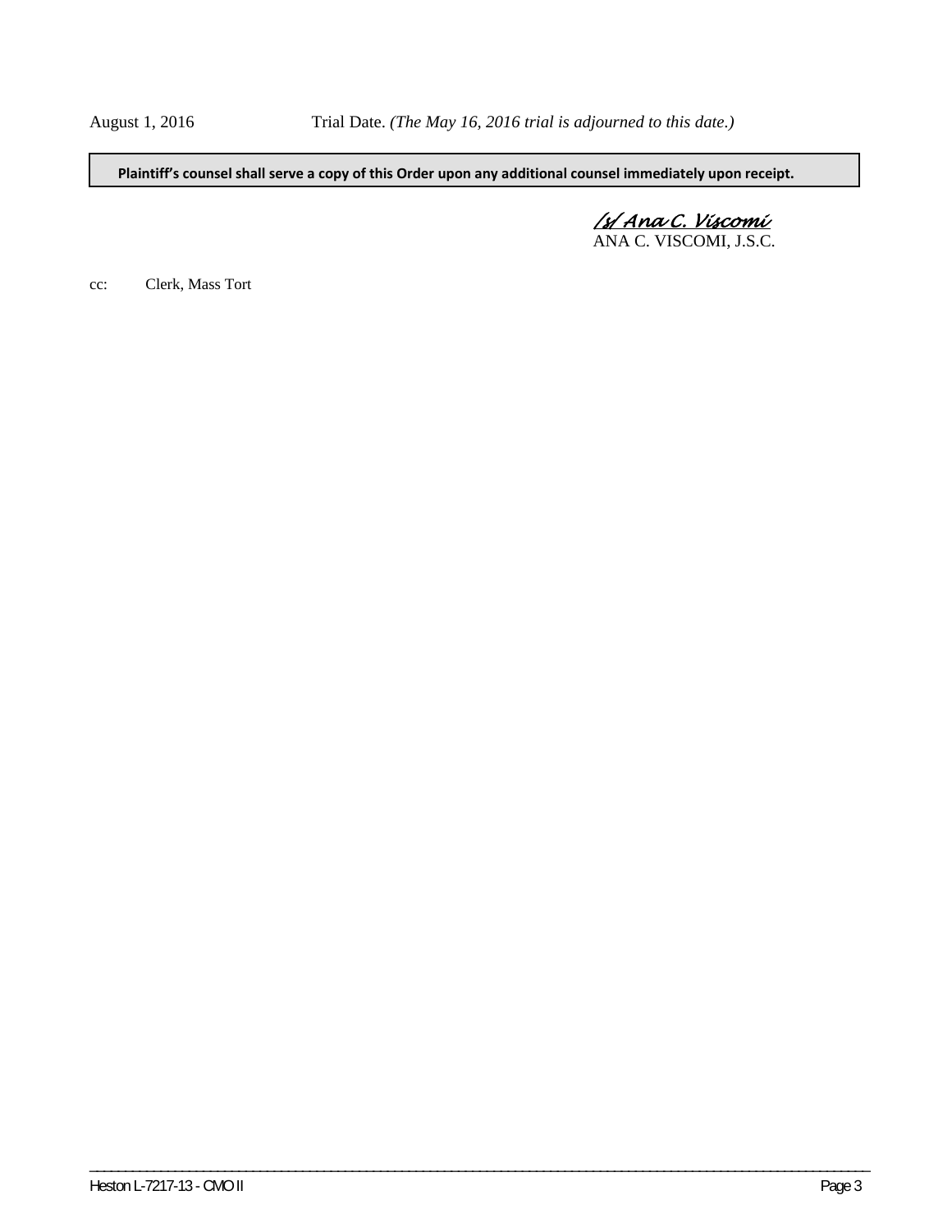August 1, 2016 Trial Date. *(The May 16, 2016 trial is adjourned to this date.)*

**Plaintiff's counsel shall serve a copy of this Order upon any additional counsel immediately upon receipt.**

*/s/ Ana C. Viscomi*
ANA C. VISCOMI, J.S.C.

cc: Clerk, Mass Tort